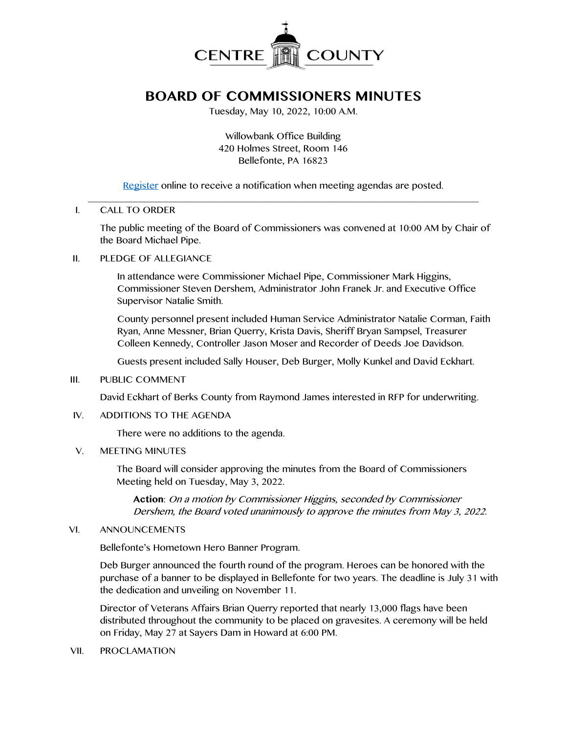CENTRE COUNTY

# BOARD OF COMMISSIONERS MINUTES

Tuesday, May 10, 2022, 10:00 A.M.

Willowbank Office Building
420 Holmes Street, Room 146
Bellefonte, PA 16823

Register online to receive a notification when meeting agendas are posted.

---

I. CALL TO ORDER

The public meeting of the Board of Commissioners was convened at 10:00 AM by Chair of the Board Michael Pipe.

II. PLEDGE OF ALLEGIANCE

In attendance were Commissioner Michael Pipe, Commissioner Mark Higgins, Commissioner Steven Dershem, Administrator John Franek Jr. and Executive Office Supervisor Natalie Smith.

County personnel present included Human Service Administrator Natalie Corman, Faith Ryan, Anne Messner, Brian Querry, Krista Davis, Sheriff Bryan Sampsel, Treasurer Colleen Kennedy, Controller Jason Moser and Recorder of Deeds Joe Davidson.

Guests present included Sally Houser, Deb Burger, Molly Kunkel and David Eckhart.

III. PUBLIC COMMENT

David Eckhart of Berks County from Raymond James interested in RFP for underwriting.

IV. ADDITIONS TO THE AGENDA

There were no additions to the agenda.

V. MEETING MINUTES

The Board will consider approving the minutes from the Board of Commissioners Meeting held on Tuesday, May 3, 2022.

**Action**: *On a motion by Commissioner Higgins, seconded by Commissioner Dershem, the Board voted unanimously to approve the minutes from May 3, 2022.*

VI. ANNOUNCEMENTS

Bellefonte's Hometown Hero Banner Program.

Deb Burger announced the fourth round of the program. Heroes can be honored with the purchase of a banner to be displayed in Bellefonte for two years. The deadline is July 31 with the dedication and unveiling on November 11.

Director of Veterans Affairs Brian Querry reported that nearly 13,000 flags have been distributed throughout the community to be placed on gravesites. A ceremony will be held on Friday, May 27 at Sayers Dam in Howard at 6:00 PM.

VII. PROCLAMATION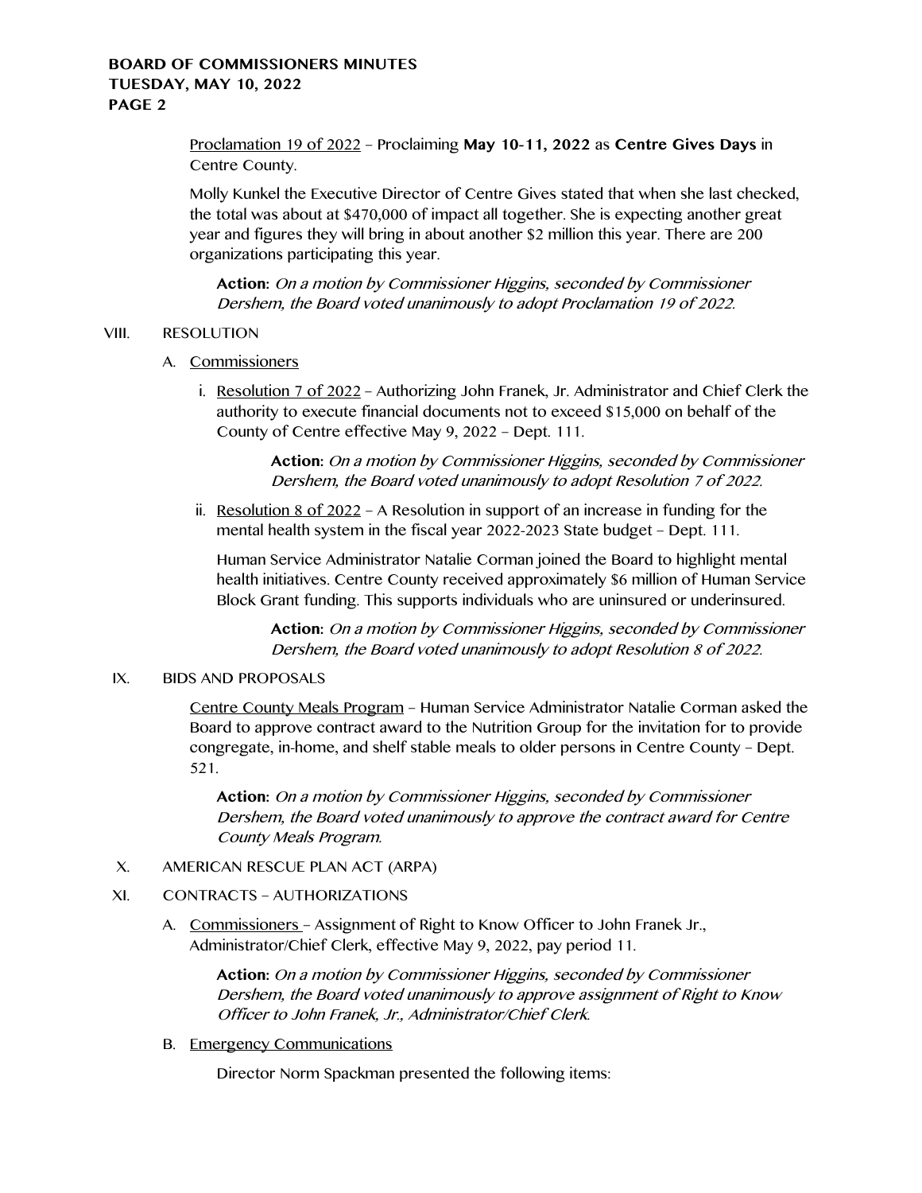Proclamation 19 of 2022 – Proclaiming **May 10-11, 2022** as **Centre Gives Days** in Centre County.

Molly Kunkel the Executive Director of Centre Gives stated that when she last checked, the total was about at $470,000 of impact all together. She is expecting another great year and figures they will bring in about another $2 million this year. There are 200 organizations participating this year.

> **Action:** *On a motion by Commissioner Higgins, seconded by Commissioner Dershem, the Board voted unanimously to adopt Proclamation 19 of 2022.*

## VIII. RESOLUTION

A. Commissioners

i. Resolution 7 of 2022 – Authorizing John Franek, Jr. Administrator and Chief Clerk the authority to execute financial documents not to exceed $15,000 on behalf of the County of Centre effective May 9, 2022 – Dept. 111.

> **Action:** *On a motion by Commissioner Higgins, seconded by Commissioner Dershem, the Board voted unanimously to adopt Resolution 7 of 2022.*

ii. Resolution 8 of 2022 – A Resolution in support of an increase in funding for the mental health system in the fiscal year 2022-2023 State budget – Dept. 111.

Human Service Administrator Natalie Corman joined the Board to highlight mental health initiatives. Centre County received approximately $6 million of Human Service Block Grant funding. This supports individuals who are uninsured or underinsured.

> **Action:** *On a motion by Commissioner Higgins, seconded by Commissioner Dershem, the Board voted unanimously to adopt Resolution 8 of 2022.*

## IX. BIDS AND PROPOSALS

Centre County Meals Program – Human Service Administrator Natalie Corman asked the Board to approve contract award to the Nutrition Group for the invitation for to provide congregate, in-home, and shelf stable meals to older persons in Centre County – Dept. 521.

> **Action:** *On a motion by Commissioner Higgins, seconded by Commissioner Dershem, the Board voted unanimously to approve the contract award for Centre County Meals Program.*

## X. AMERICAN RESCUE PLAN ACT (ARPA)

## XI. CONTRACTS – AUTHORIZATIONS

A. Commissioners – Assignment of Right to Know Officer to John Franek Jr., Administrator/Chief Clerk, effective May 9, 2022, pay period 11.

> **Action:** *On a motion by Commissioner Higgins, seconded by Commissioner Dershem, the Board voted unanimously to approve assignment of Right to Know Officer to John Franek, Jr., Administrator/Chief Clerk.*

B. Emergency Communications

Director Norm Spackman presented the following items: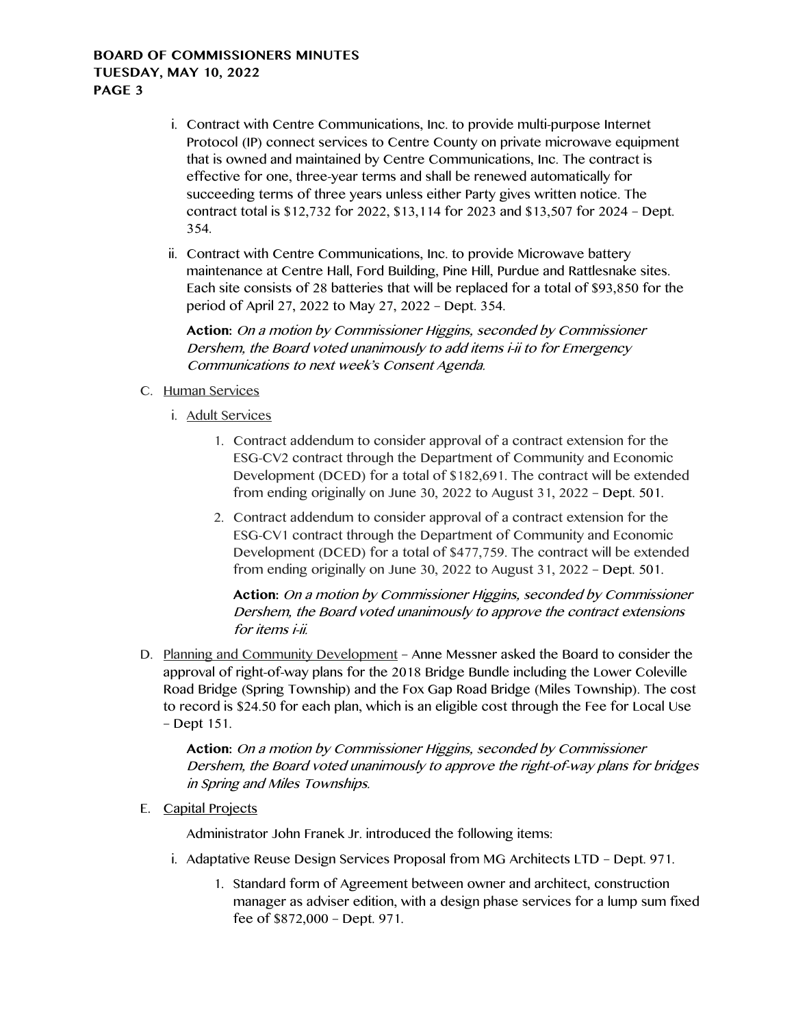i. Contract with Centre Communications, Inc. to provide multi-purpose Internet Protocol (IP) connect services to Centre County on private microwave equipment that is owned and maintained by Centre Communications, Inc. The contract is effective for one, three-year terms and shall be renewed automatically for succeeding terms of three years unless either Party gives written notice. The contract total is $12,732 for 2022, $13,114 for 2023 and $13,507 for 2024 – Dept. 354.

ii. Contract with Centre Communications, Inc. to provide Microwave battery maintenance at Centre Hall, Ford Building, Pine Hill, Purdue and Rattlesnake sites. Each site consists of 28 batteries that will be replaced for a total of $93,850 for the period of April 27, 2022 to May 27, 2022 – Dept. 354.

**Action:** *On a motion by Commissioner Higgins, seconded by Commissioner Dershem, the Board voted unanimously to add items i-ii to for Emergency Communications to next week's Consent Agenda.*

C. Human Services

i. Adult Services

1. Contract addendum to consider approval of a contract extension for the ESG-CV2 contract through the Department of Community and Economic Development (DCED) for a total of $182,691. The contract will be extended from ending originally on June 30, 2022 to August 31, 2022 – Dept. 501.

2. Contract addendum to consider approval of a contract extension for the ESG-CV1 contract through the Department of Community and Economic Development (DCED) for a total of $477,759. The contract will be extended from ending originally on June 30, 2022 to August 31, 2022 – Dept. 501.

**Action:** *On a motion by Commissioner Higgins, seconded by Commissioner Dershem, the Board voted unanimously to approve the contract extensions for items i-ii.*

D. Planning and Community Development – Anne Messner asked the Board to consider the approval of right-of-way plans for the 2018 Bridge Bundle including the Lower Coleville Road Bridge (Spring Township) and the Fox Gap Road Bridge (Miles Township). The cost to record is $24.50 for each plan, which is an eligible cost through the Fee for Local Use – Dept 151.

**Action:** *On a motion by Commissioner Higgins, seconded by Commissioner Dershem, the Board voted unanimously to approve the right-of-way plans for bridges in Spring and Miles Townships.*

E. Capital Projects

Administrator John Franek Jr. introduced the following items:

i. Adaptative Reuse Design Services Proposal from MG Architects LTD – Dept. 971.

1. Standard form of Agreement between owner and architect, construction manager as adviser edition, with a design phase services for a lump sum fixed fee of $872,000 – Dept. 971.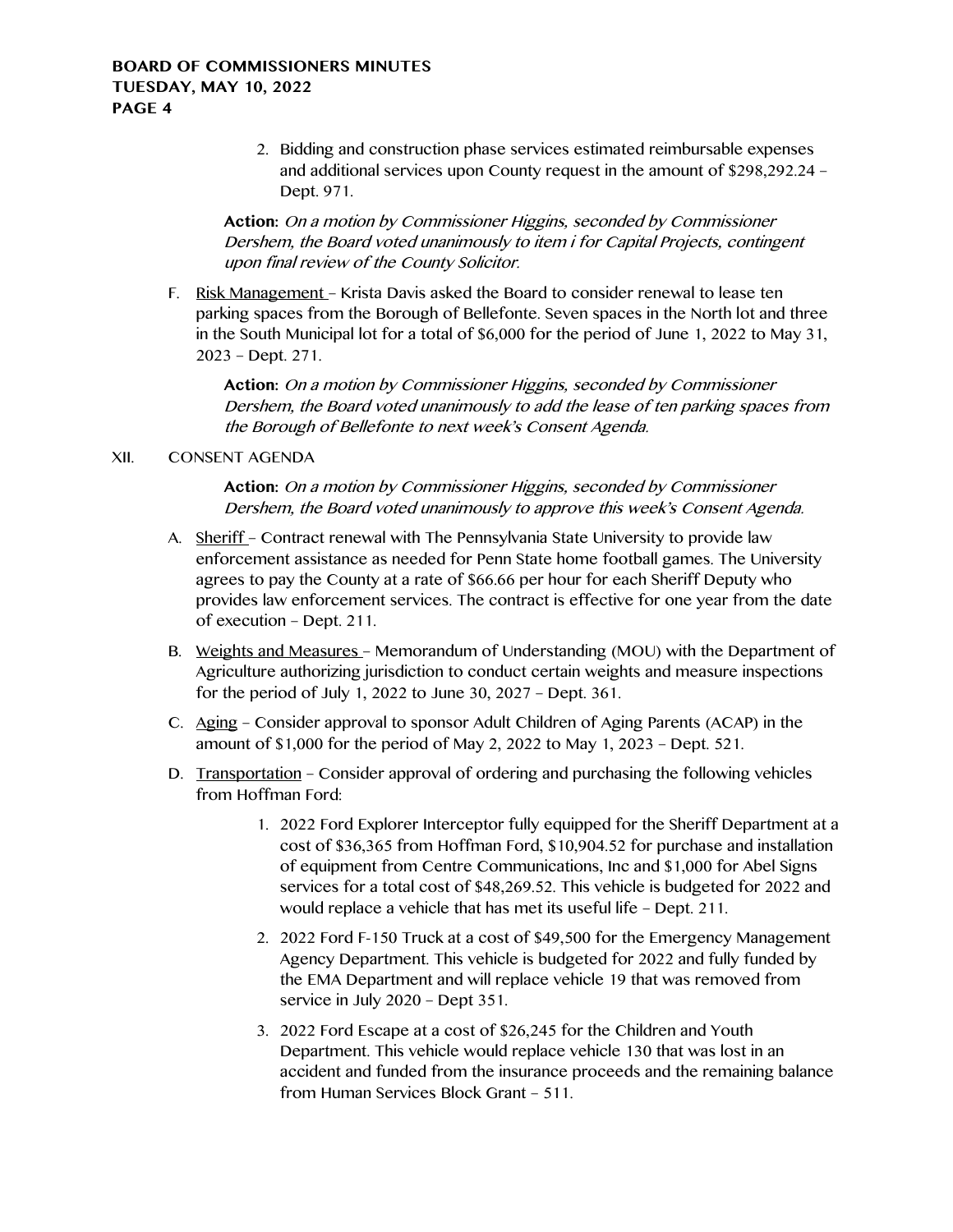2. Bidding and construction phase services estimated reimbursable expenses and additional services upon County request in the amount of $298,292.24 – Dept. 971.

**Action:** *On a motion by Commissioner Higgins, seconded by Commissioner Dershem, the Board voted unanimously to item i for Capital Projects, contingent upon final review of the County Solicitor.*

F. Risk Management – Krista Davis asked the Board to consider renewal to lease ten parking spaces from the Borough of Bellefonte. Seven spaces in the North lot and three in the South Municipal lot for a total of $6,000 for the period of June 1, 2022 to May 31, 2023 – Dept. 271.

**Action:** *On a motion by Commissioner Higgins, seconded by Commissioner Dershem, the Board voted unanimously to add the lease of ten parking spaces from the Borough of Bellefonte to next week's Consent Agenda.*

XII. CONSENT AGENDA

**Action:** *On a motion by Commissioner Higgins, seconded by Commissioner Dershem, the Board voted unanimously to approve this week's Consent Agenda.*

A. Sheriff – Contract renewal with The Pennsylvania State University to provide law enforcement assistance as needed for Penn State home football games. The University agrees to pay the County at a rate of $66.66 per hour for each Sheriff Deputy who provides law enforcement services. The contract is effective for one year from the date of execution – Dept. 211.

B. Weights and Measures – Memorandum of Understanding (MOU) with the Department of Agriculture authorizing jurisdiction to conduct certain weights and measure inspections for the period of July 1, 2022 to June 30, 2027 – Dept. 361.

C. Aging – Consider approval to sponsor Adult Children of Aging Parents (ACAP) in the amount of $1,000 for the period of May 2, 2022 to May 1, 2023 – Dept. 521.

D. Transportation – Consider approval of ordering and purchasing the following vehicles from Hoffman Ford:

1. 2022 Ford Explorer Interceptor fully equipped for the Sheriff Department at a cost of $36,365 from Hoffman Ford, $10,904.52 for purchase and installation of equipment from Centre Communications, Inc and $1,000 for Abel Signs services for a total cost of $48,269.52. This vehicle is budgeted for 2022 and would replace a vehicle that has met its useful life – Dept. 211.
2. 2022 Ford F-150 Truck at a cost of $49,500 for the Emergency Management Agency Department. This vehicle is budgeted for 2022 and fully funded by the EMA Department and will replace vehicle 19 that was removed from service in July 2020 – Dept 351.
3. 2022 Ford Escape at a cost of $26,245 for the Children and Youth Department. This vehicle would replace vehicle 130 that was lost in an accident and funded from the insurance proceeds and the remaining balance from Human Services Block Grant – 511.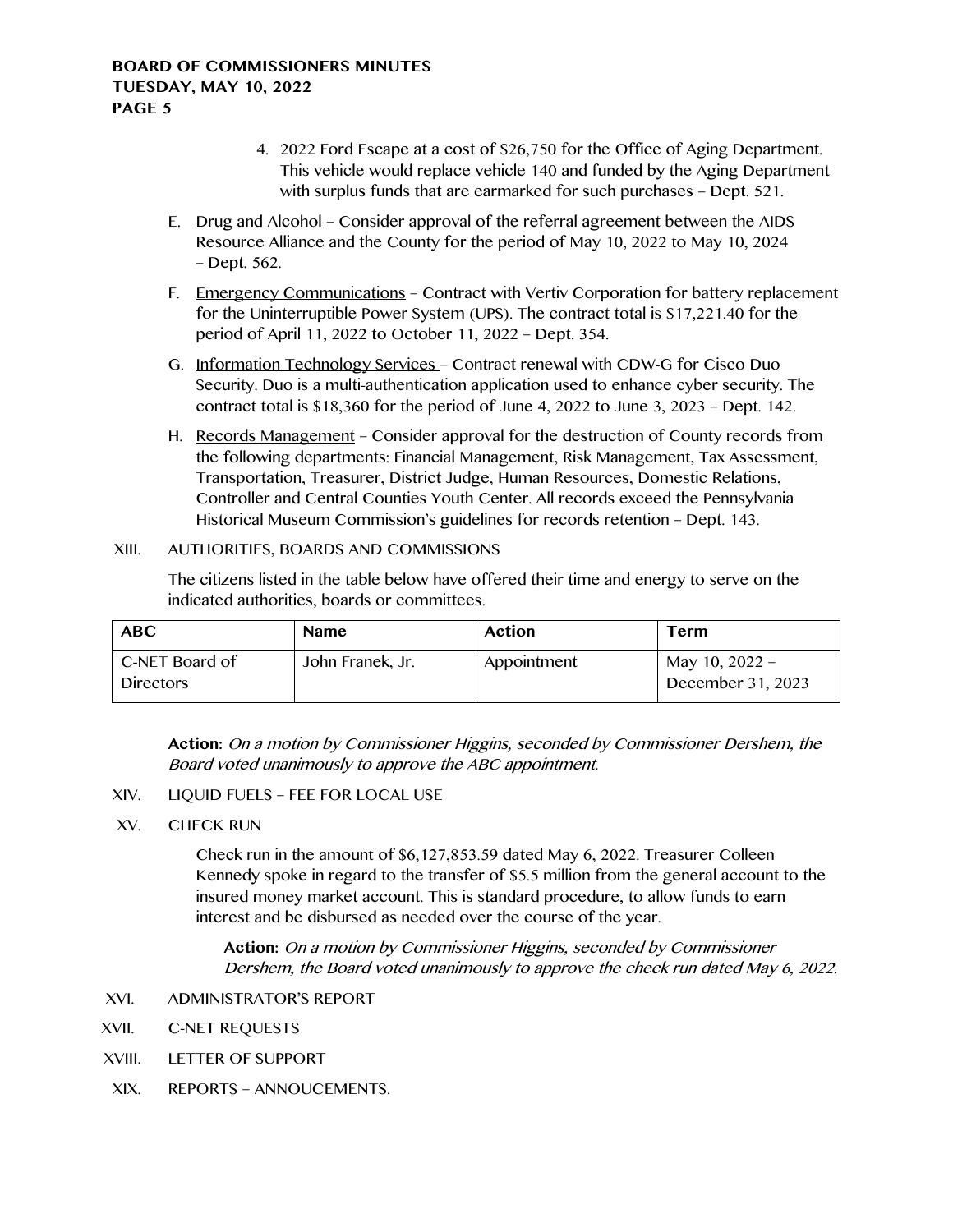4. 2022 Ford Escape at a cost of $26,750 for the Office of Aging Department. This vehicle would replace vehicle 140 and funded by the Aging Department with surplus funds that are earmarked for such purchases – Dept. 521.

E. Drug and Alcohol – Consider approval of the referral agreement between the AIDS Resource Alliance and the County for the period of May 10, 2022 to May 10, 2024 – Dept. 562.

F. Emergency Communications – Contract with Vertiv Corporation for battery replacement for the Uninterruptible Power System (UPS). The contract total is $17,221.40 for the period of April 11, 2022 to October 11, 2022 – Dept. 354.

G. Information Technology Services – Contract renewal with CDW-G for Cisco Duo Security. Duo is a multi-authentication application used to enhance cyber security. The contract total is $18,360 for the period of June 4, 2022 to June 3, 2023 – Dept. 142.

H. Records Management – Consider approval for the destruction of County records from the following departments: Financial Management, Risk Management, Tax Assessment, Transportation, Treasurer, District Judge, Human Resources, Domestic Relations, Controller and Central Counties Youth Center. All records exceed the Pennsylvania Historical Museum Commission's guidelines for records retention – Dept. 143.

XIII. AUTHORITIES, BOARDS AND COMMISSIONS

The citizens listed in the table below have offered their time and energy to serve on the indicated authorities, boards or committees.

| ABC | Name | Action | Term |
|---|---|---|---|
| C-NET Board of Directors | John Franek, Jr. | Appointment | May 10, 2022 – December 31, 2023 |

**Action:** *On a motion by Commissioner Higgins, seconded by Commissioner Dershem, the Board voted unanimously to approve the ABC appointment.*

XIV. LIQUID FUELS – FEE FOR LOCAL USE

XV. CHECK RUN

Check run in the amount of $6,127,853.59 dated May 6, 2022. Treasurer Colleen Kennedy spoke in regard to the transfer of $5.5 million from the general account to the insured money market account. This is standard procedure, to allow funds to earn interest and be disbursed as needed over the course of the year.

**Action:** *On a motion by Commissioner Higgins, seconded by Commissioner Dershem, the Board voted unanimously to approve the check run dated May 6, 2022.*

XVI. ADMINISTRATOR'S REPORT

XVII. C-NET REQUESTS

XVIII. LETTER OF SUPPORT

XIX. REPORTS – ANNOUCEMENTS.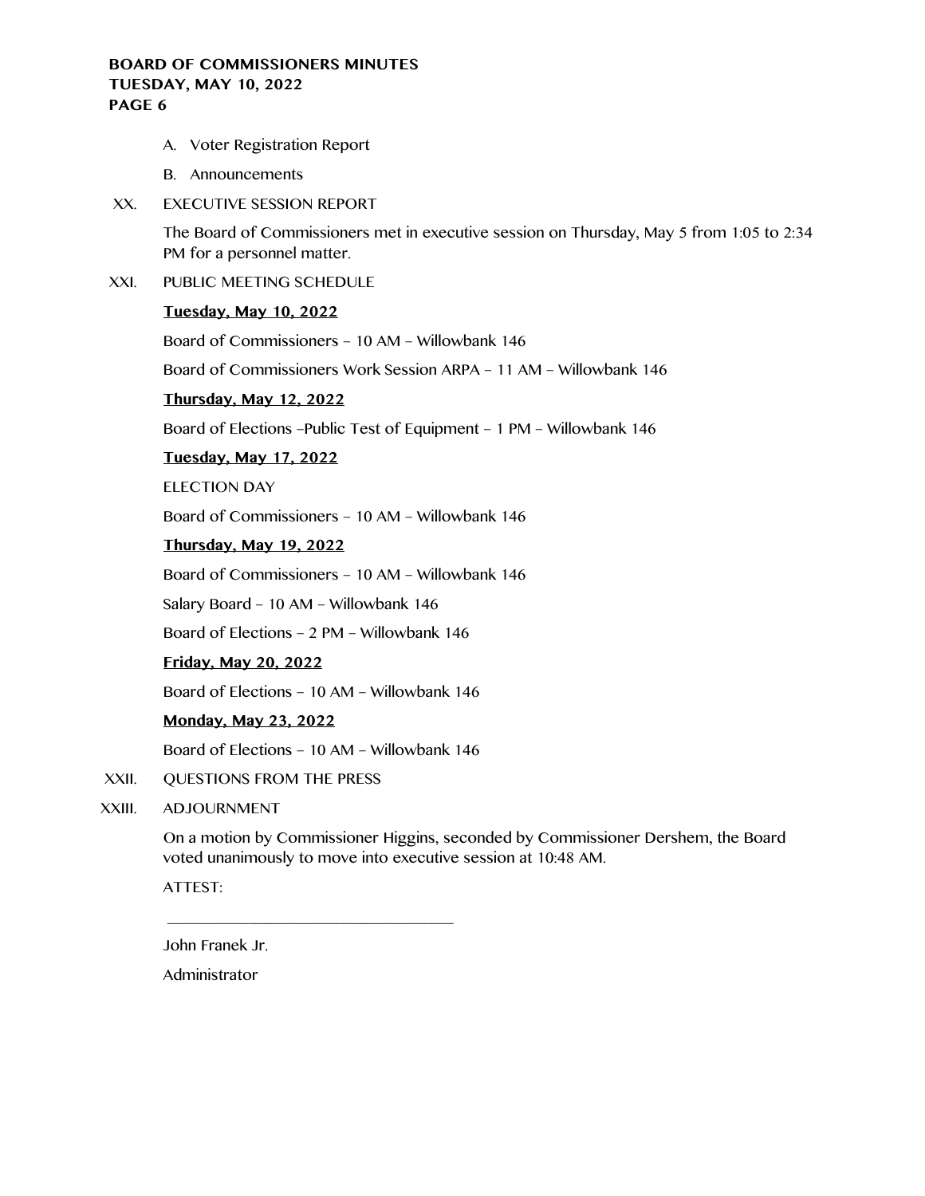A. Voter Registration Report

B. Announcements

XX. EXECUTIVE SESSION REPORT

The Board of Commissioners met in executive session on Thursday, May 5 from 1:05 to 2:34 PM for a personnel matter.

XXI. PUBLIC MEETING SCHEDULE

**Tuesday, May 10, 2022**

Board of Commissioners – 10 AM – Willowbank 146

Board of Commissioners Work Session ARPA – 11 AM – Willowbank 146

**Thursday, May 12, 2022**

Board of Elections –Public Test of Equipment – 1 PM – Willowbank 146

**Tuesday, May 17, 2022**

ELECTION DAY

Board of Commissioners – 10 AM – Willowbank 146

**Thursday, May 19, 2022**

Board of Commissioners – 10 AM – Willowbank 146

Salary Board – 10 AM – Willowbank 146

Board of Elections – 2 PM – Willowbank 146

**Friday, May 20, 2022**

Board of Elections – 10 AM – Willowbank 146

**Monday, May 23, 2022**

Board of Elections – 10 AM – Willowbank 146

XXII. QUESTIONS FROM THE PRESS

XXIII. ADJOURNMENT

On a motion by Commissioner Higgins, seconded by Commissioner Dershem, the Board voted unanimously to move into executive session at 10:48 AM.

ATTEST:

\_\_\_\_\_\_\_\_\_\_\_\_\_\_\_\_\_\_\_\_\_\_\_\_\_\_\_\_\_\_\_\_\_\_

John Franek Jr.

Administrator